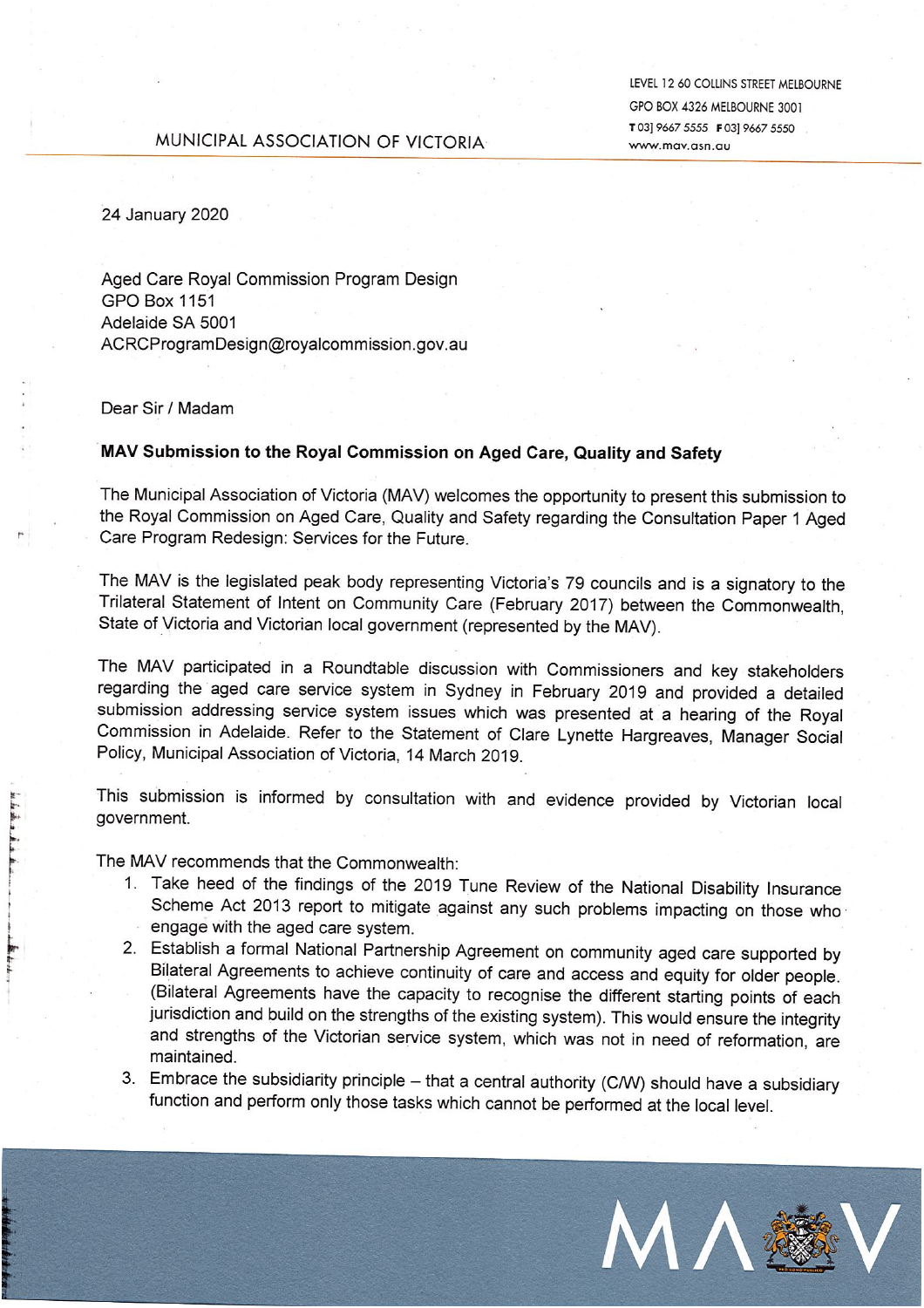MUNICIPAL ASSOCIATION OF VICTORIA

LEVEL 12 60 COLLINS STREET MELBOURNE
GPO BOX 4326 MELBOURNE 3001
T 03] 9667 5555 F 03] 9667 5550
www.mav.asn.au

24 January 2020

Aged Care Royal Commission Program Design
GPO Box 1151
Adelaide SA 5001
ACRCProgramDesign@royalcommission.gov.au

Dear Sir / Madam

**MAV Submission to the Royal Commission on Aged Care, Quality and Safety**

The Municipal Association of Victoria (MAV) welcomes the opportunity to present this submission to the Royal Commission on Aged Care, Quality and Safety regarding the Consultation Paper 1 Aged Care Program Redesign: Services for the Future.

The MAV is the legislated peak body representing Victoria's 79 councils and is a signatory to the Trilateral Statement of Intent on Community Care (February 2017) between the Commonwealth, State of Victoria and Victorian local government (represented by the MAV).

The MAV participated in a Roundtable discussion with Commissioners and key stakeholders regarding the aged care service system in Sydney in February 2019 and provided a detailed submission addressing service system issues which was presented at a hearing of the Royal Commission in Adelaide. Refer to the Statement of Clare Lynette Hargreaves, Manager Social Policy, Municipal Association of Victoria, 14 March 2019.

This submission is informed by consultation with and evidence provided by Victorian local government.

The MAV recommends that the Commonwealth:

1. Take heed of the findings of the 2019 Tune Review of the National Disability Insurance Scheme Act 2013 report to mitigate against any such problems impacting on those who engage with the aged care system.
2. Establish a formal National Partnership Agreement on community aged care supported by Bilateral Agreements to achieve continuity of care and access and equity for older people. (Bilateral Agreements have the capacity to recognise the different starting points of each jurisdiction and build on the strengths of the existing system). This would ensure the integrity and strengths of the Victorian service system, which was not in need of reformation, are maintained.
3. Embrace the subsidiarity principle – that a central authority (C/W) should have a subsidiary function and perform only those tasks which cannot be performed at the local level.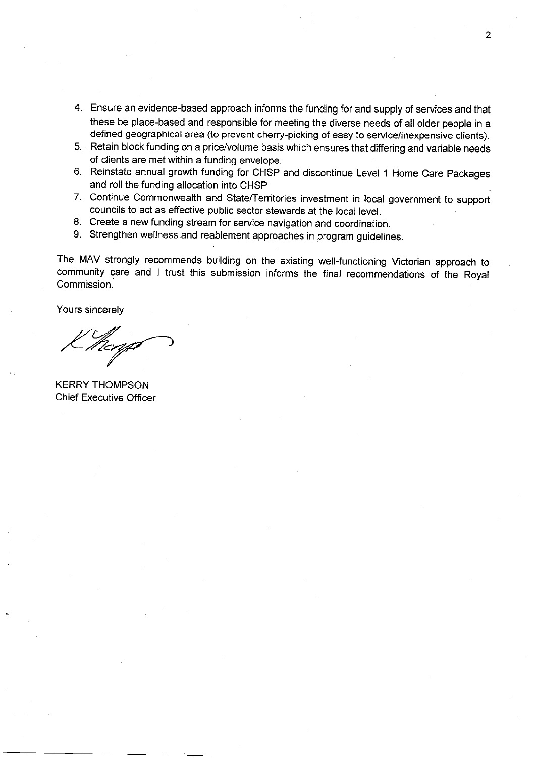4. Ensure an evidence-based approach informs the funding for and supply of services and that these be place-based and responsible for meeting the diverse needs of all older people in a defined geographical area (to prevent cherry-picking of easy to service/inexpensive clients).
5. Retain block funding on a price/volume basis which ensures that differing and variable needs of clients are met within a funding envelope.
6. Reinstate annual growth funding for CHSP and discontinue Level 1 Home Care Packages and roll the funding allocation into CHSP
7. Continue Commonwealth and State/Territories investment in local government to support councils to act as effective public sector stewards at the local level.
8. Create a new funding stream for service navigation and coordination.
9. Strengthen wellness and reablement approaches in program guidelines.

The MAV strongly recommends building on the existing well-functioning Victorian approach to community care and I trust this submission informs the final recommendations of the Royal Commission.

Yours sincerely

KERRY THOMPSON
Chief Executive Officer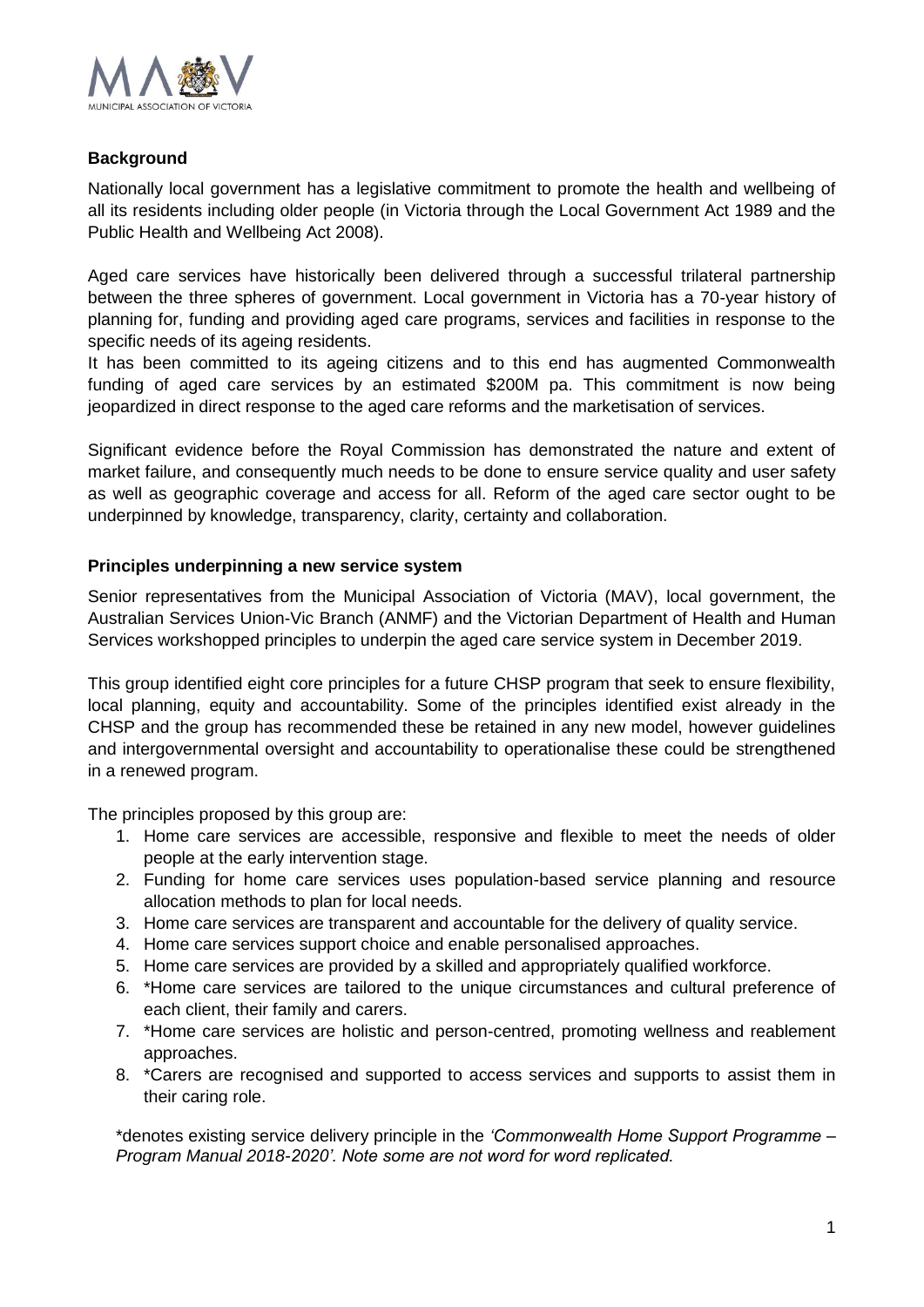## Background

Nationally local government has a legislative commitment to promote the health and wellbeing of all its residents including older people (in Victoria through the Local Government Act 1989 and the Public Health and Wellbeing Act 2008).

Aged care services have historically been delivered through a successful trilateral partnership between the three spheres of government. Local government in Victoria has a 70-year history of planning for, funding and providing aged care programs, services and facilities in response to the specific needs of its ageing residents.
It has been committed to its ageing citizens and to this end has augmented Commonwealth funding of aged care services by an estimated $200M pa. This commitment is now being jeopardized in direct response to the aged care reforms and the marketisation of services.

Significant evidence before the Royal Commission has demonstrated the nature and extent of market failure, and consequently much needs to be done to ensure service quality and user safety as well as geographic coverage and access for all. Reform of the aged care sector ought to be underpinned by knowledge, transparency, clarity, certainty and collaboration.

## Principles underpinning a new service system

Senior representatives from the Municipal Association of Victoria (MAV), local government, the Australian Services Union-Vic Branch (ANMF) and the Victorian Department of Health and Human Services workshopped principles to underpin the aged care service system in December 2019.

This group identified eight core principles for a future CHSP program that seek to ensure flexibility, local planning, equity and accountability. Some of the principles identified exist already in the CHSP and the group has recommended these be retained in any new model, however guidelines and intergovernmental oversight and accountability to operationalise these could be strengthened in a renewed program.

The principles proposed by this group are:

1. Home care services are accessible, responsive and flexible to meet the needs of older people at the early intervention stage.
2. Funding for home care services uses population-based service planning and resource allocation methods to plan for local needs.
3. Home care services are transparent and accountable for the delivery of quality service.
4. Home care services support choice and enable personalised approaches.
5. Home care services are provided by a skilled and appropriately qualified workforce.
6. *Home care services are tailored to the unique circumstances and cultural preference of each client, their family and carers.
7. *Home care services are holistic and person-centred, promoting wellness and reablement approaches.
8. *Carers are recognised and supported to access services and supports to assist them in their caring role.

*denotes existing service delivery principle in the *'Commonwealth Home Support Programme – Program Manual 2018-2020'. Note some are not word for word replicated.*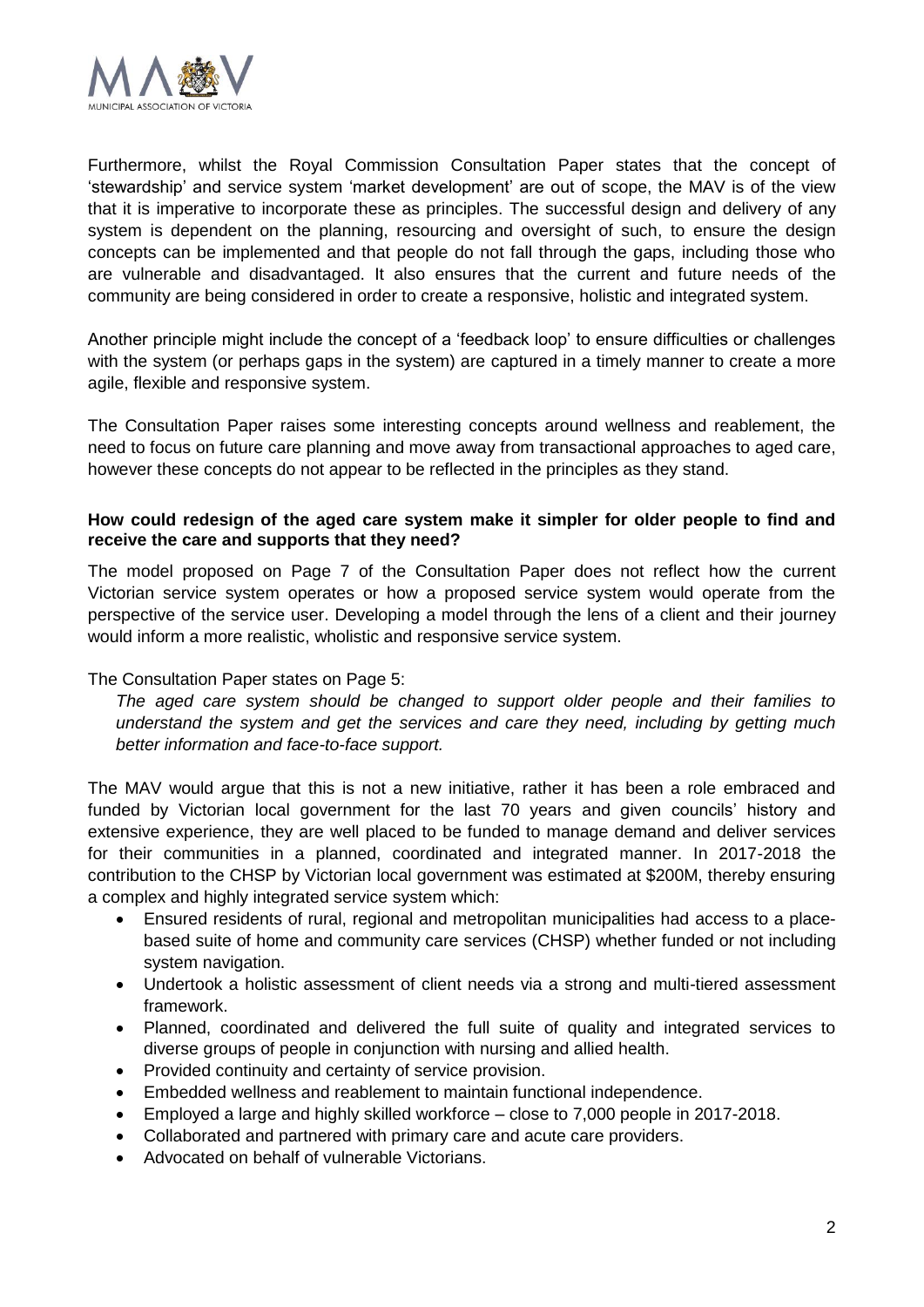Furthermore, whilst the Royal Commission Consultation Paper states that the concept of 'stewardship' and service system 'market development' are out of scope, the MAV is of the view that it is imperative to incorporate these as principles. The successful design and delivery of any system is dependent on the planning, resourcing and oversight of such, to ensure the design concepts can be implemented and that people do not fall through the gaps, including those who are vulnerable and disadvantaged. It also ensures that the current and future needs of the community are being considered in order to create a responsive, holistic and integrated system.

Another principle might include the concept of a 'feedback loop' to ensure difficulties or challenges with the system (or perhaps gaps in the system) are captured in a timely manner to create a more agile, flexible and responsive system.

The Consultation Paper raises some interesting concepts around wellness and reablement, the need to focus on future care planning and move away from transactional approaches to aged care, however these concepts do not appear to be reflected in the principles as they stand.

**How could redesign of the aged care system make it simpler for older people to find and receive the care and supports that they need?**

The model proposed on Page 7 of the Consultation Paper does not reflect how the current Victorian service system operates or how a proposed service system would operate from the perspective of the service user. Developing a model through the lens of a client and their journey would inform a more realistic, wholistic and responsive service system.

The Consultation Paper states on Page 5:

> *The aged care system should be changed to support older people and their families to understand the system and get the services and care they need, including by getting much better information and face-to-face support.*

The MAV would argue that this is not a new initiative, rather it has been a role embraced and funded by Victorian local government for the last 70 years and given councils' history and extensive experience, they are well placed to be funded to manage demand and deliver services for their communities in a planned, coordinated and integrated manner. In 2017-2018 the contribution to the CHSP by Victorian local government was estimated at $200M, thereby ensuring a complex and highly integrated service system which:

- Ensured residents of rural, regional and metropolitan municipalities had access to a place-based suite of home and community care services (CHSP) whether funded or not including system navigation.
- Undertook a holistic assessment of client needs via a strong and multi-tiered assessment framework.
- Planned, coordinated and delivered the full suite of quality and integrated services to diverse groups of people in conjunction with nursing and allied health.
- Provided continuity and certainty of service provision.
- Embedded wellness and reablement to maintain functional independence.
- Employed a large and highly skilled workforce – close to 7,000 people in 2017-2018.
- Collaborated and partnered with primary care and acute care providers.
- Advocated on behalf of vulnerable Victorians.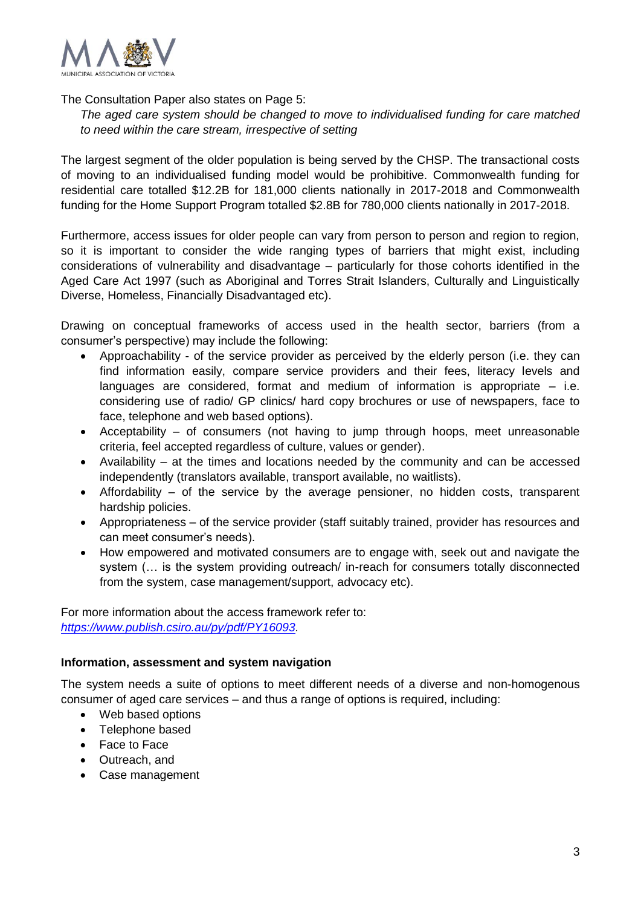The Consultation Paper also states on Page 5:

*The aged care system should be changed to move to individualised funding for care matched to need within the care stream, irrespective of setting*

The largest segment of the older population is being served by the CHSP. The transactional costs of moving to an individualised funding model would be prohibitive. Commonwealth funding for residential care totalled $12.2B for 181,000 clients nationally in 2017-2018 and Commonwealth funding for the Home Support Program totalled $2.8B for 780,000 clients nationally in 2017-2018.

Furthermore, access issues for older people can vary from person to person and region to region, so it is important to consider the wide ranging types of barriers that might exist, including considerations of vulnerability and disadvantage – particularly for those cohorts identified in the Aged Care Act 1997 (such as Aboriginal and Torres Strait Islanders, Culturally and Linguistically Diverse, Homeless, Financially Disadvantaged etc).

Drawing on conceptual frameworks of access used in the health sector, barriers (from a consumer's perspective) may include the following:

- Approachability - of the service provider as perceived by the elderly person (i.e. they can find information easily, compare service providers and their fees, literacy levels and languages are considered, format and medium of information is appropriate – i.e. considering use of radio/ GP clinics/ hard copy brochures or use of newspapers, face to face, telephone and web based options).
- Acceptability – of consumers (not having to jump through hoops, meet unreasonable criteria, feel accepted regardless of culture, values or gender).
- Availability – at the times and locations needed by the community and can be accessed independently (translators available, transport available, no waitlists).
- Affordability – of the service by the average pensioner, no hidden costs, transparent hardship policies.
- Appropriateness – of the service provider (staff suitably trained, provider has resources and can meet consumer's needs).
- How empowered and motivated consumers are to engage with, seek out and navigate the system (… is the system providing outreach/ in-reach for consumers totally disconnected from the system, case management/support, advocacy etc).

For more information about the access framework refer to: *https://www.publish.csiro.au/py/pdf/PY16093.*

**Information, assessment and system navigation**

The system needs a suite of options to meet different needs of a diverse and non-homogenous consumer of aged care services – and thus a range of options is required, including:

- Web based options
- Telephone based
- Face to Face
- Outreach, and
- Case management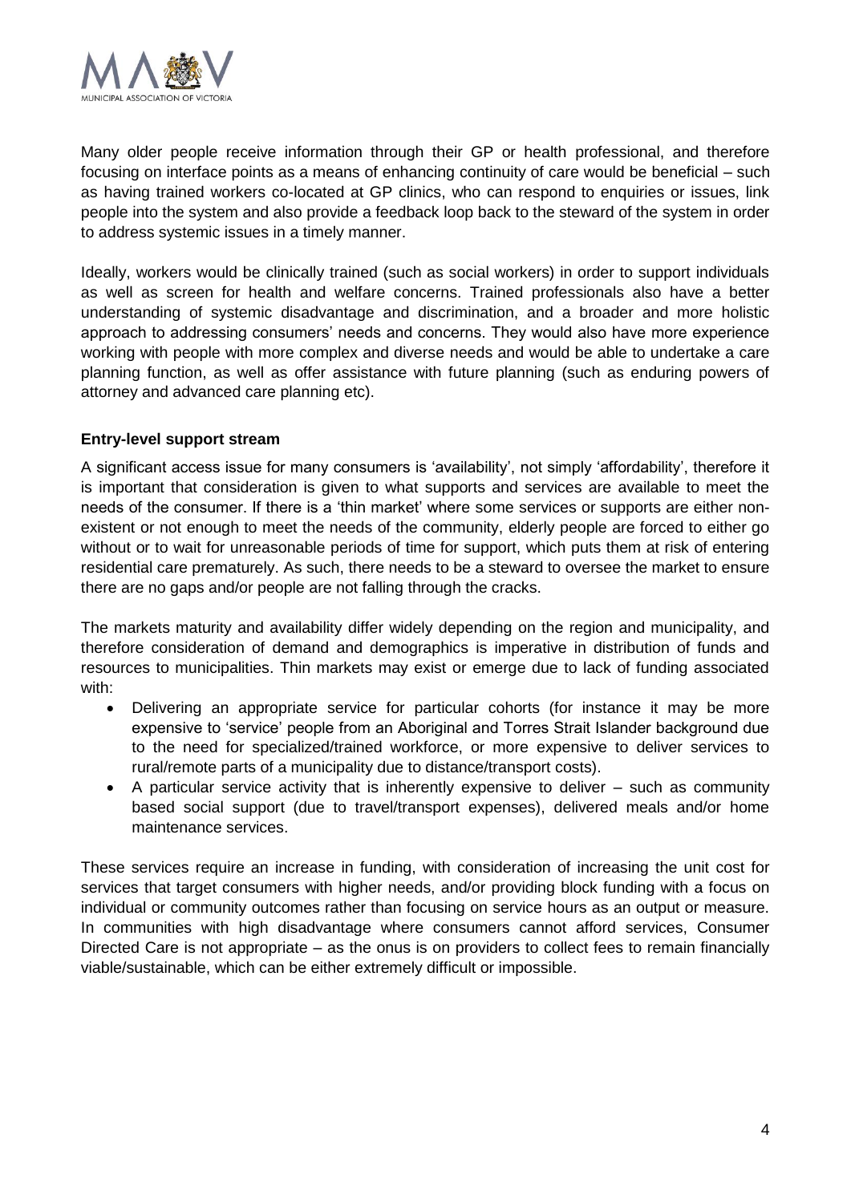Many older people receive information through their GP or health professional, and therefore focusing on interface points as a means of enhancing continuity of care would be beneficial – such as having trained workers co-located at GP clinics, who can respond to enquiries or issues, link people into the system and also provide a feedback loop back to the steward of the system in order to address systemic issues in a timely manner.

Ideally, workers would be clinically trained (such as social workers) in order to support individuals as well as screen for health and welfare concerns. Trained professionals also have a better understanding of systemic disadvantage and discrimination, and a broader and more holistic approach to addressing consumers' needs and concerns. They would also have more experience working with people with more complex and diverse needs and would be able to undertake a care planning function, as well as offer assistance with future planning (such as enduring powers of attorney and advanced care planning etc).

**Entry-level support stream**

A significant access issue for many consumers is 'availability', not simply 'affordability', therefore it is important that consideration is given to what supports and services are available to meet the needs of the consumer. If there is a 'thin market' where some services or supports are either non-existent or not enough to meet the needs of the community, elderly people are forced to either go without or to wait for unreasonable periods of time for support, which puts them at risk of entering residential care prematurely. As such, there needs to be a steward to oversee the market to ensure there are no gaps and/or people are not falling through the cracks.

The markets maturity and availability differ widely depending on the region and municipality, and therefore consideration of demand and demographics is imperative in distribution of funds and resources to municipalities. Thin markets may exist or emerge due to lack of funding associated with:

- Delivering an appropriate service for particular cohorts (for instance it may be more expensive to 'service' people from an Aboriginal and Torres Strait Islander background due to the need for specialized/trained workforce, or more expensive to deliver services to rural/remote parts of a municipality due to distance/transport costs).
- A particular service activity that is inherently expensive to deliver – such as community based social support (due to travel/transport expenses), delivered meals and/or home maintenance services.

These services require an increase in funding, with consideration of increasing the unit cost for services that target consumers with higher needs, and/or providing block funding with a focus on individual or community outcomes rather than focusing on service hours as an output or measure. In communities with high disadvantage where consumers cannot afford services, Consumer Directed Care is not appropriate – as the onus is on providers to collect fees to remain financially viable/sustainable, which can be either extremely difficult or impossible.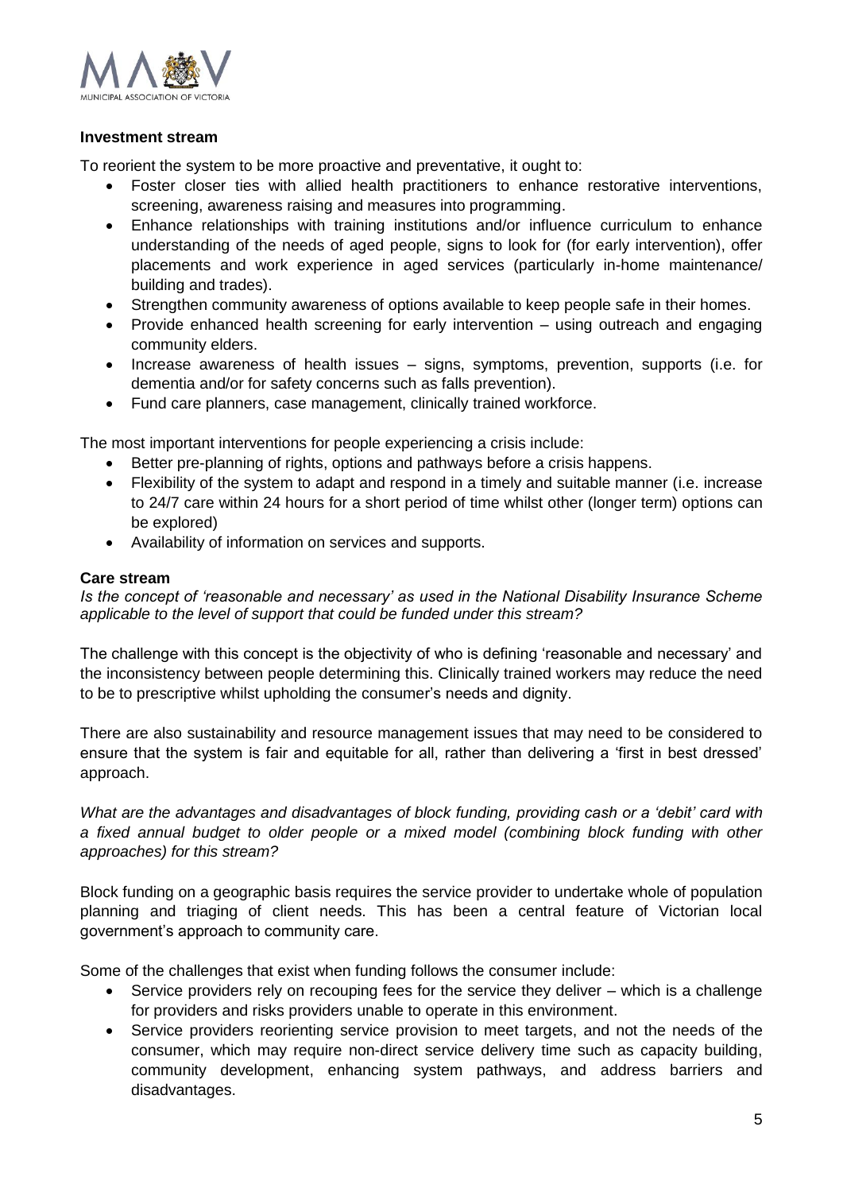**Investment stream**

To reorient the system to be more proactive and preventative, it ought to:

- Foster closer ties with allied health practitioners to enhance restorative interventions, screening, awareness raising and measures into programming.
- Enhance relationships with training institutions and/or influence curriculum to enhance understanding of the needs of aged people, signs to look for (for early intervention), offer placements and work experience in aged services (particularly in-home maintenance/ building and trades).
- Strengthen community awareness of options available to keep people safe in their homes.
- Provide enhanced health screening for early intervention – using outreach and engaging community elders.
- Increase awareness of health issues – signs, symptoms, prevention, supports (i.e. for dementia and/or for safety concerns such as falls prevention).
- Fund care planners, case management, clinically trained workforce.

The most important interventions for people experiencing a crisis include:

- Better pre-planning of rights, options and pathways before a crisis happens.
- Flexibility of the system to adapt and respond in a timely and suitable manner (i.e. increase to 24/7 care within 24 hours for a short period of time whilst other (longer term) options can be explored)
- Availability of information on services and supports.

**Care stream**

*Is the concept of 'reasonable and necessary' as used in the National Disability Insurance Scheme applicable to the level of support that could be funded under this stream?*

The challenge with this concept is the objectivity of who is defining 'reasonable and necessary' and the inconsistency between people determining this. Clinically trained workers may reduce the need to be to prescriptive whilst upholding the consumer's needs and dignity.

There are also sustainability and resource management issues that may need to be considered to ensure that the system is fair and equitable for all, rather than delivering a 'first in best dressed' approach.

*What are the advantages and disadvantages of block funding, providing cash or a 'debit' card with a fixed annual budget to older people or a mixed model (combining block funding with other approaches) for this stream?*

Block funding on a geographic basis requires the service provider to undertake whole of population planning and triaging of client needs. This has been a central feature of Victorian local government's approach to community care.

Some of the challenges that exist when funding follows the consumer include:

- Service providers rely on recouping fees for the service they deliver – which is a challenge for providers and risks providers unable to operate in this environment.
- Service providers reorienting service provision to meet targets, and not the needs of the consumer, which may require non-direct service delivery time such as capacity building, community development, enhancing system pathways, and address barriers and disadvantages.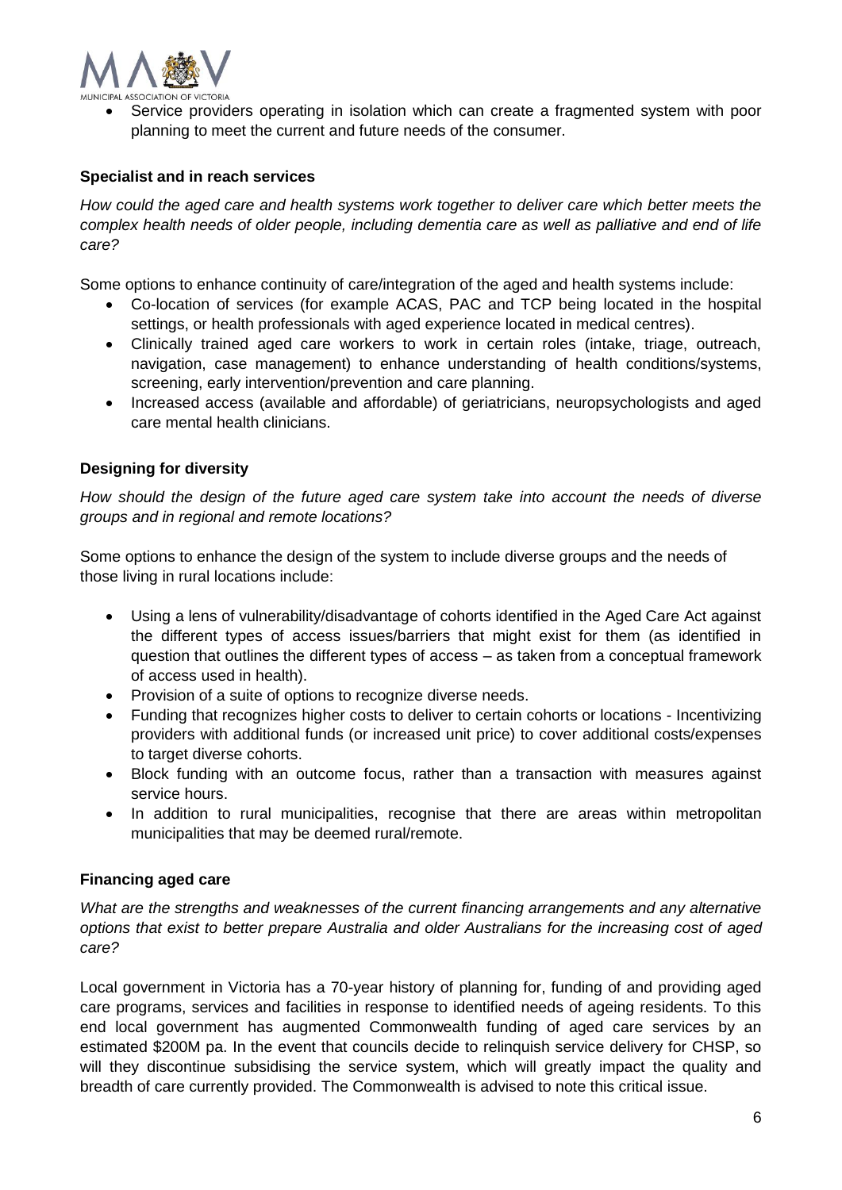- Service providers operating in isolation which can create a fragmented system with poor planning to meet the current and future needs of the consumer.

**Specialist and in reach services**

*How could the aged care and health systems work together to deliver care which better meets the complex health needs of older people, including dementia care as well as palliative and end of life care?*

Some options to enhance continuity of care/integration of the aged and health systems include:

- Co-location of services (for example ACAS, PAC and TCP being located in the hospital settings, or health professionals with aged experience located in medical centres).
- Clinically trained aged care workers to work in certain roles (intake, triage, outreach, navigation, case management) to enhance understanding of health conditions/systems, screening, early intervention/prevention and care planning.
- Increased access (available and affordable) of geriatricians, neuropsychologists and aged care mental health clinicians.

**Designing for diversity**

*How should the design of the future aged care system take into account the needs of diverse groups and in regional and remote locations?*

Some options to enhance the design of the system to include diverse groups and the needs of those living in rural locations include:

- Using a lens of vulnerability/disadvantage of cohorts identified in the Aged Care Act against the different types of access issues/barriers that might exist for them (as identified in question that outlines the different types of access – as taken from a conceptual framework of access used in health).
- Provision of a suite of options to recognize diverse needs.
- Funding that recognizes higher costs to deliver to certain cohorts or locations - Incentivizing providers with additional funds (or increased unit price) to cover additional costs/expenses to target diverse cohorts.
- Block funding with an outcome focus, rather than a transaction with measures against service hours.
- In addition to rural municipalities, recognise that there are areas within metropolitan municipalities that may be deemed rural/remote.

**Financing aged care**

*What are the strengths and weaknesses of the current financing arrangements and any alternative options that exist to better prepare Australia and older Australians for the increasing cost of aged care?*

Local government in Victoria has a 70-year history of planning for, funding of and providing aged care programs, services and facilities in response to identified needs of ageing residents. To this end local government has augmented Commonwealth funding of aged care services by an estimated $200M pa. In the event that councils decide to relinquish service delivery for CHSP, so will they discontinue subsidising the service system, which will greatly impact the quality and breadth of care currently provided. The Commonwealth is advised to note this critical issue.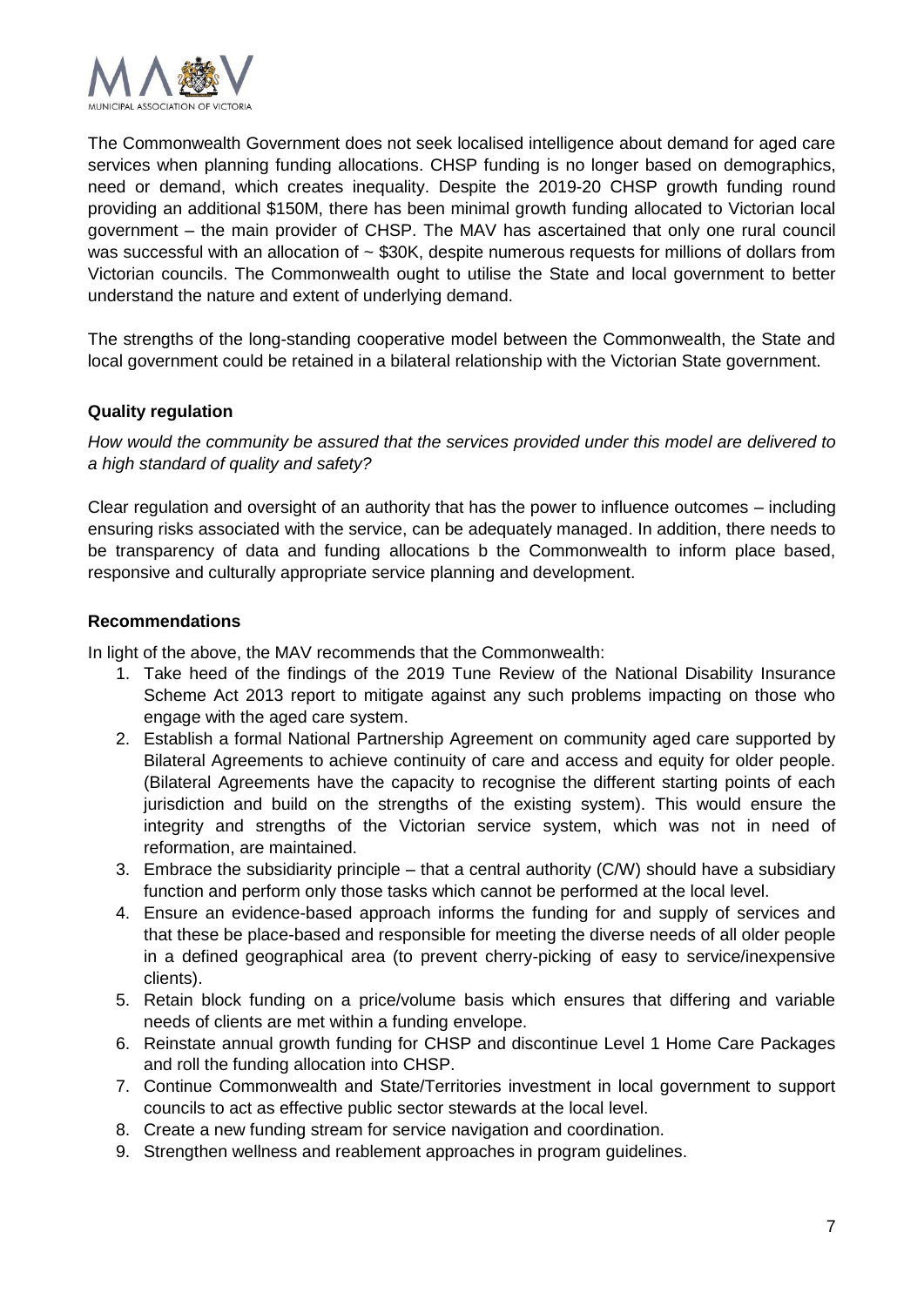The Commonwealth Government does not seek localised intelligence about demand for aged care services when planning funding allocations. CHSP funding is no longer based on demographics, need or demand, which creates inequality. Despite the 2019-20 CHSP growth funding round providing an additional $150M, there has been minimal growth funding allocated to Victorian local government – the main provider of CHSP. The MAV has ascertained that only one rural council was successful with an allocation of ~ $30K, despite numerous requests for millions of dollars from Victorian councils. The Commonwealth ought to utilise the State and local government to better understand the nature and extent of underlying demand.

The strengths of the long-standing cooperative model between the Commonwealth, the State and local government could be retained in a bilateral relationship with the Victorian State government.

**Quality regulation**

*How would the community be assured that the services provided under this model are delivered to a high standard of quality and safety?*

Clear regulation and oversight of an authority that has the power to influence outcomes – including ensuring risks associated with the service, can be adequately managed. In addition, there needs to be transparency of data and funding allocations b the Commonwealth to inform place based, responsive and culturally appropriate service planning and development.

**Recommendations**

In light of the above, the MAV recommends that the Commonwealth:

1. Take heed of the findings of the 2019 Tune Review of the National Disability Insurance Scheme Act 2013 report to mitigate against any such problems impacting on those who engage with the aged care system.
2. Establish a formal National Partnership Agreement on community aged care supported by Bilateral Agreements to achieve continuity of care and access and equity for older people. (Bilateral Agreements have the capacity to recognise the different starting points of each jurisdiction and build on the strengths of the existing system). This would ensure the integrity and strengths of the Victorian service system, which was not in need of reformation, are maintained.
3. Embrace the subsidiarity principle – that a central authority (C/W) should have a subsidiary function and perform only those tasks which cannot be performed at the local level.
4. Ensure an evidence-based approach informs the funding for and supply of services and that these be place-based and responsible for meeting the diverse needs of all older people in a defined geographical area (to prevent cherry-picking of easy to service/inexpensive clients).
5. Retain block funding on a price/volume basis which ensures that differing and variable needs of clients are met within a funding envelope.
6. Reinstate annual growth funding for CHSP and discontinue Level 1 Home Care Packages and roll the funding allocation into CHSP.
7. Continue Commonwealth and State/Territories investment in local government to support councils to act as effective public sector stewards at the local level.
8. Create a new funding stream for service navigation and coordination.
9. Strengthen wellness and reablement approaches in program guidelines.